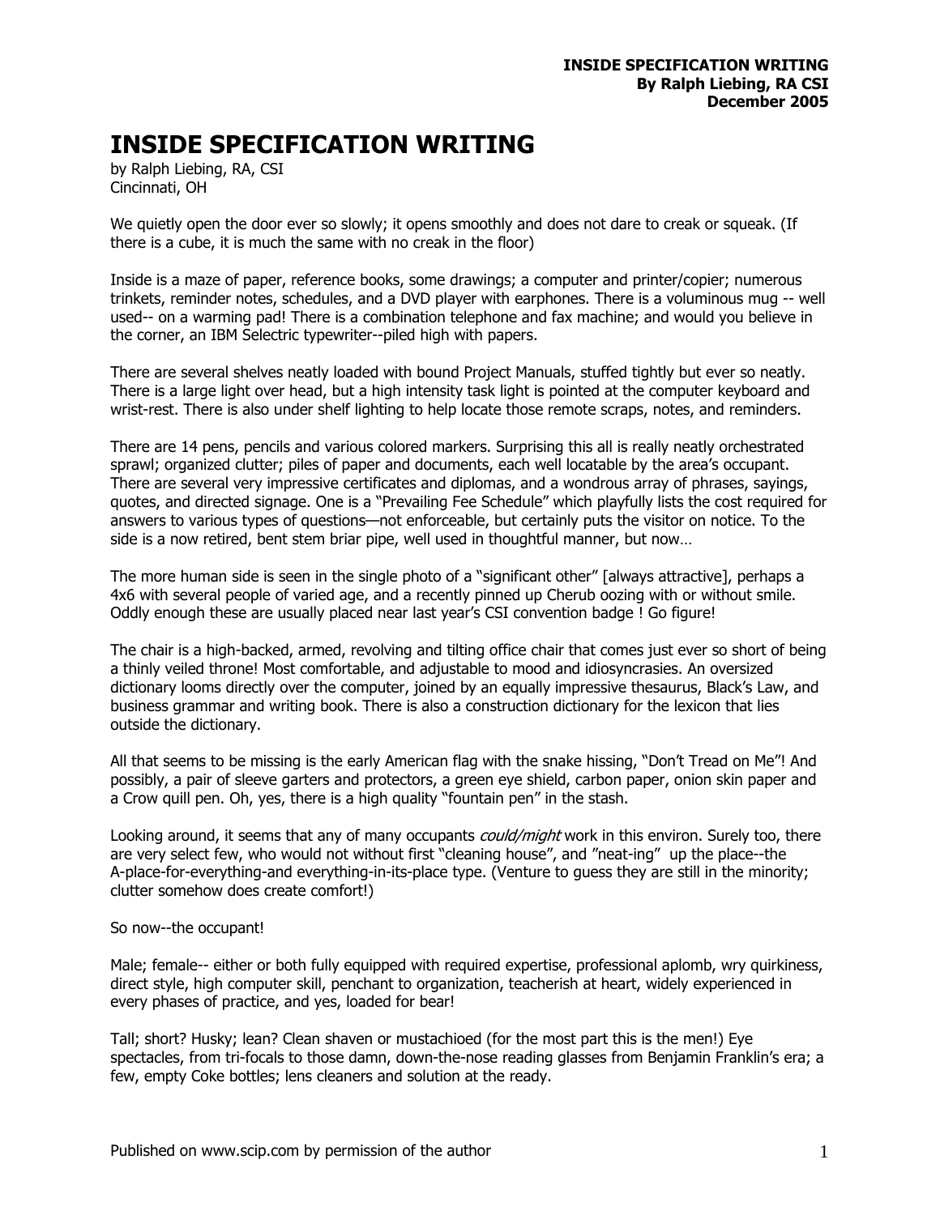# INSIDE SPECIFICATION WRITING

by Ralph Liebing, RA, CSI
Cincinnati, OH

We quietly open the door ever so slowly; it opens smoothly and does not dare to creak or squeak. (If there is a cube, it is much the same with no creak in the floor)

Inside is a maze of paper, reference books, some drawings; a computer and printer/copier; numerous trinkets, reminder notes, schedules, and a DVD player with earphones. There is a voluminous mug -- well used-- on a warming pad! There is a combination telephone and fax machine; and would you believe in the corner, an IBM Selectric typewriter--piled high with papers.

There are several shelves neatly loaded with bound Project Manuals, stuffed tightly but ever so neatly. There is a large light over head, but a high intensity task light is pointed at the computer keyboard and wrist-rest. There is also under shelf lighting to help locate those remote scraps, notes, and reminders.

There are 14 pens, pencils and various colored markers. Surprising this all is really neatly orchestrated sprawl; organized clutter; piles of paper and documents, each well locatable by the area's occupant. There are several very impressive certificates and diplomas, and a wondrous array of phrases, sayings, quotes, and directed signage. One is a "Prevailing Fee Schedule" which playfully lists the cost required for answers to various types of questions—not enforceable, but certainly puts the visitor on notice. To the side is a now retired, bent stem briar pipe, well used in thoughtful manner, but now…

The more human side is seen in the single photo of a "significant other" [always attractive], perhaps a 4x6 with several people of varied age, and a recently pinned up Cherub oozing with or without smile. Oddly enough these are usually placed near last year's CSI convention badge ! Go figure!

The chair is a high-backed, armed, revolving and tilting office chair that comes just ever so short of being a thinly veiled throne! Most comfortable, and adjustable to mood and idiosyncrasies. An oversized dictionary looms directly over the computer, joined by an equally impressive thesaurus, Black's Law, and business grammar and writing book. There is also a construction dictionary for the lexicon that lies outside the dictionary.

All that seems to be missing is the early American flag with the snake hissing, "Don't Tread on Me"! And possibly, a pair of sleeve garters and protectors, a green eye shield, carbon paper, onion skin paper and a Crow quill pen. Oh, yes, there is a high quality "fountain pen" in the stash.

Looking around, it seems that any of many occupants *could/might* work in this environ. Surely too, there are very select few, who would not without first "cleaning house", and "neat-ing" up the place--the A-place-for-everything-and everything-in-its-place type. (Venture to guess they are still in the minority; clutter somehow does create comfort!)

So now--the occupant!

Male; female-- either or both fully equipped with required expertise, professional aplomb, wry quirkiness, direct style, high computer skill, penchant to organization, teacherish at heart, widely experienced in every phases of practice, and yes, loaded for bear!

Tall; short? Husky; lean? Clean shaven or mustachioed (for the most part this is the men!) Eye spectacles, from tri-focals to those damn, down-the-nose reading glasses from Benjamin Franklin's era; a few, empty Coke bottles; lens cleaners and solution at the ready.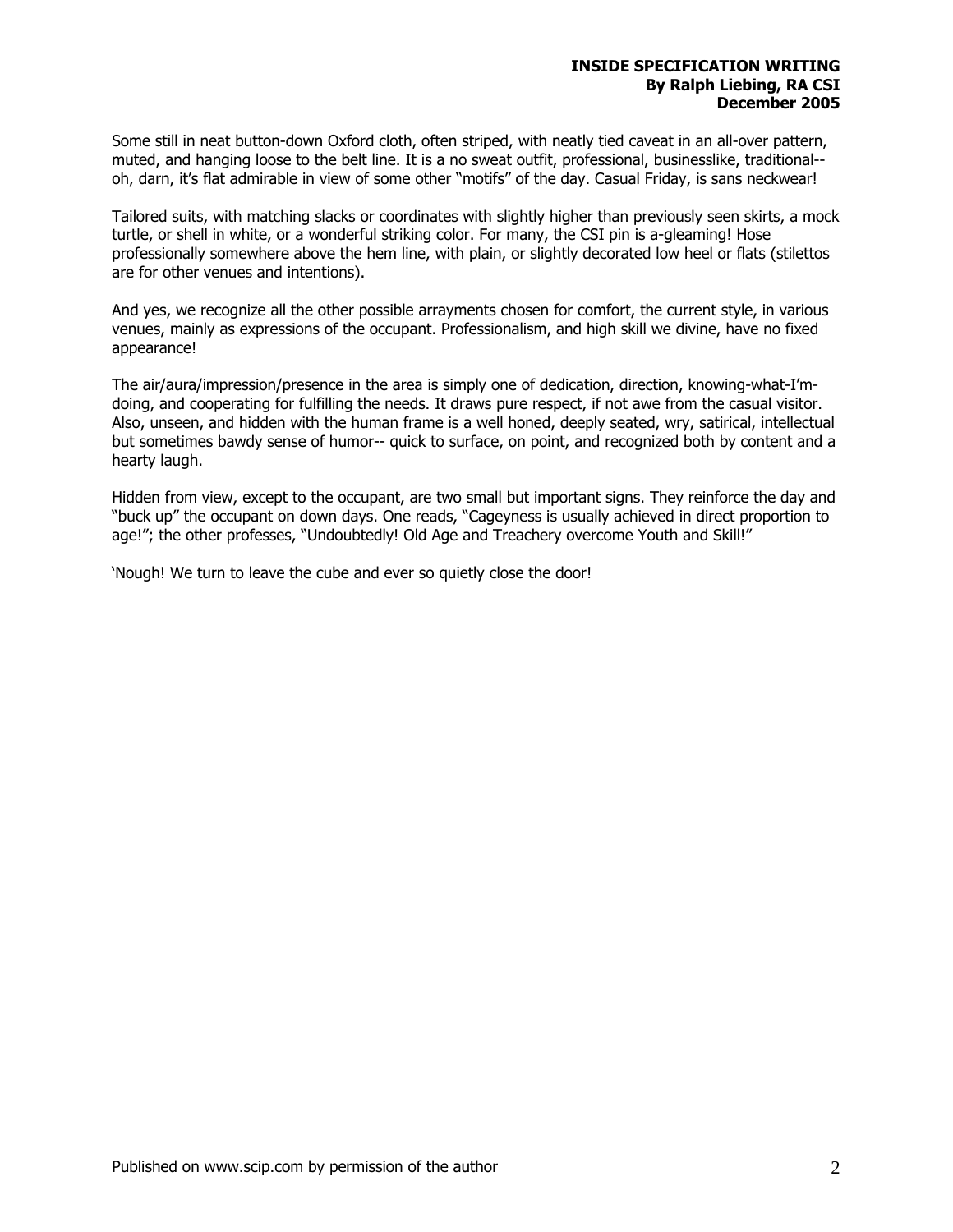Some still in neat button-down Oxford cloth, often striped, with neatly tied caveat in an all-over pattern, muted, and hanging loose to the belt line. It is a no sweat outfit, professional, businesslike, traditional--oh, darn, it's flat admirable in view of some other "motifs" of the day. Casual Friday, is sans neckwear!

Tailored suits, with matching slacks or coordinates with slightly higher than previously seen skirts, a mock turtle, or shell in white, or a wonderful striking color. For many, the CSI pin is a-gleaming! Hose professionally somewhere above the hem line, with plain, or slightly decorated low heel or flats (stilettos are for other venues and intentions).

And yes, we recognize all the other possible arrayments chosen for comfort, the current style, in various venues, mainly as expressions of the occupant. Professionalism, and high skill we divine, have no fixed appearance!

The air/aura/impression/presence in the area is simply one of dedication, direction, knowing-what-I'm-doing, and cooperating for fulfilling the needs. It draws pure respect, if not awe from the casual visitor. Also, unseen, and hidden with the human frame is a well honed, deeply seated, wry, satirical, intellectual but sometimes bawdy sense of humor-- quick to surface, on point, and recognized both by content and a hearty laugh.

Hidden from view, except to the occupant, are two small but important signs. They reinforce the day and "buck up" the occupant on down days. One reads, "Cageyness is usually achieved in direct proportion to age!"; the other professes, "Undoubtedly! Old Age and Treachery overcome Youth and Skill!"

'Nough! We turn to leave the cube and ever so quietly close the door!